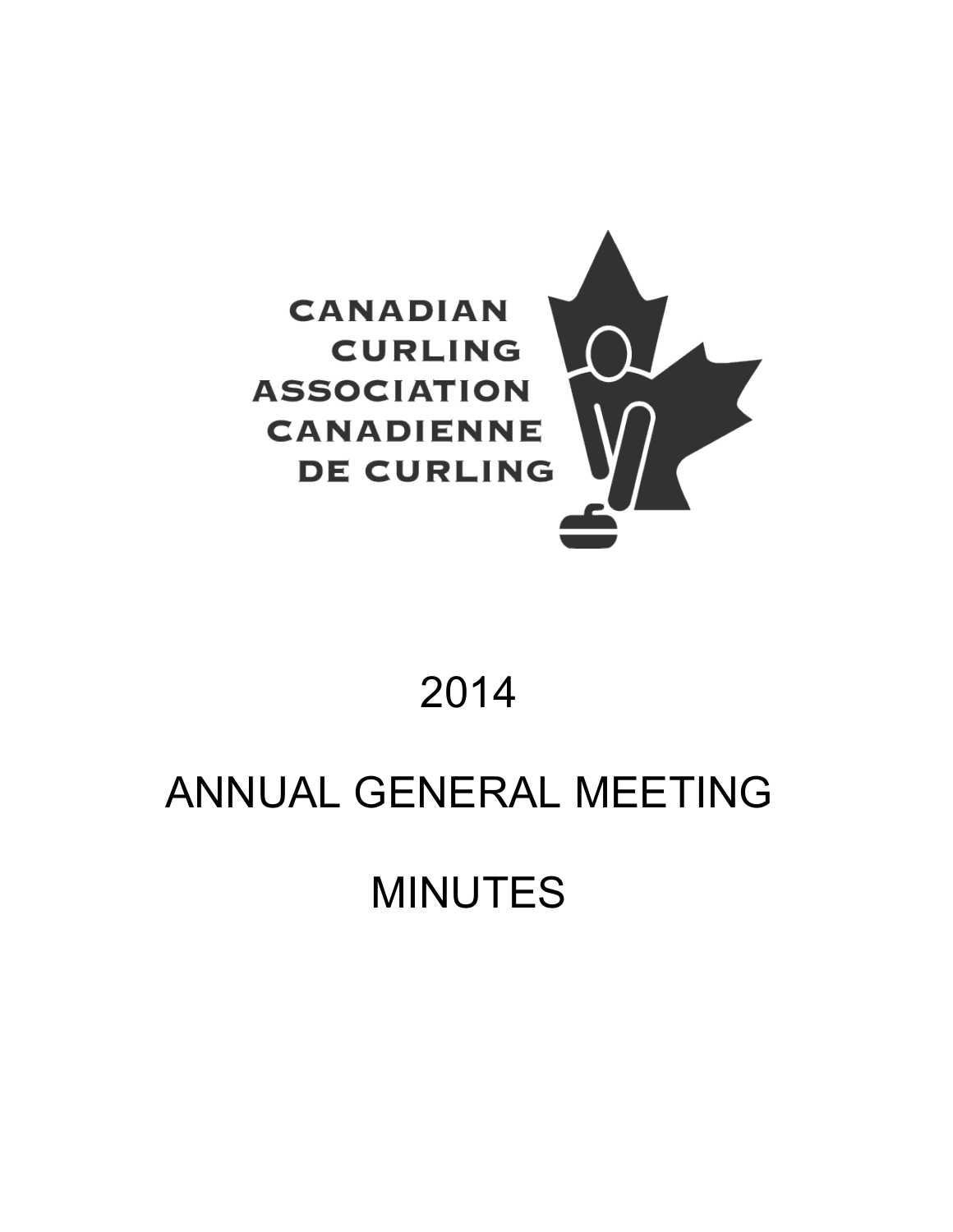CANADIAN CURLING ASSOCIATION
CANADIENNE DE CURLING

# 2014

# ANNUAL GENERAL MEETING

# MINUTES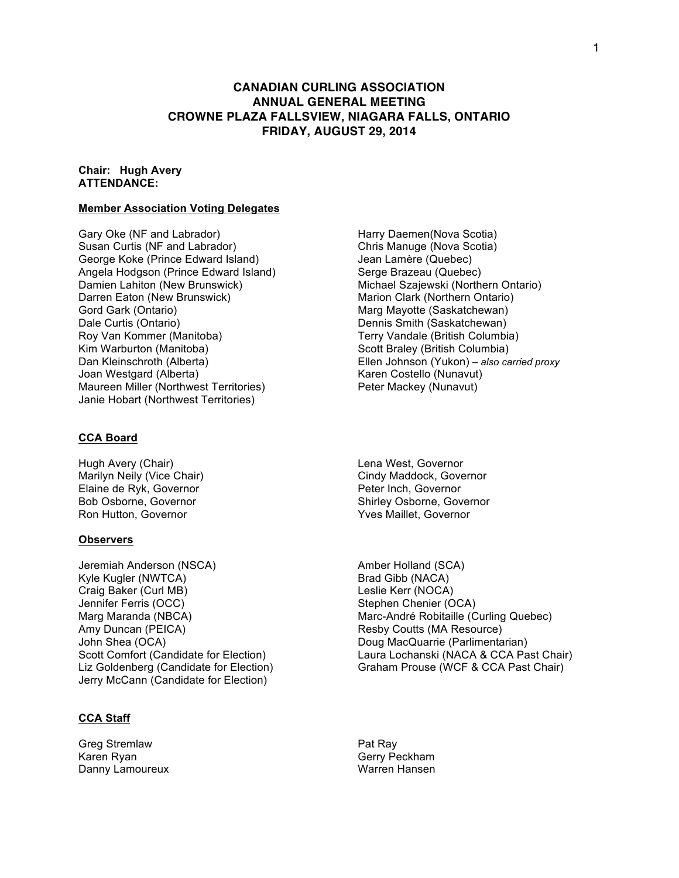# CANADIAN CURLING ASSOCIATION
# ANNUAL GENERAL MEETING
# CROWNE PLAZA FALLSVIEW, NIAGARA FALLS, ONTARIO
# FRIDAY, AUGUST 29, 2014

**Chair: Hugh Avery**
**ATTENDANCE:**

**Member Association Voting Delegates**

Gary Oke (NF and Labrador)
Susan Curtis (NF and Labrador)
George Koke (Prince Edward Island)
Angela Hodgson (Prince Edward Island)
Damien Lahiton (New Brunswick)
Darren Eaton (New Brunswick)
Gord Gark (Ontario)
Dale Curtis (Ontario)
Roy Van Kommer (Manitoba)
Kim Warburton (Manitoba)
Dan Kleinschroth (Alberta)
Joan Westgard (Alberta)
Maureen Miller (Northwest Territories)
Janie Hobart (Northwest Territories)
Harry Daemen(Nova Scotia)
Chris Manuge (Nova Scotia)
Jean Lamère (Quebec)
Serge Brazeau (Quebec)
Michael Szajewski (Northern Ontario)
Marion Clark (Northern Ontario)
Marg Mayotte (Saskatchewan)
Dennis Smith (Saskatchewan)
Terry Vandale (British Columbia)
Scott Braley (British Columbia)
Ellen Johnson (Yukon) – *also carried proxy*
Karen Costello (Nunavut)
Peter Mackey (Nunavut)

**CCA Board**

Hugh Avery (Chair)
Marilyn Neily (Vice Chair)
Elaine de Ryk, Governor
Bob Osborne, Governor
Ron Hutton, Governor
Lena West, Governor
Cindy Maddock, Governor
Peter Inch, Governor
Shirley Osborne, Governor
Yves Maillet, Governor

**Observers**

Jeremiah Anderson (NSCA)
Kyle Kugler (NWTCA)
Craig Baker (Curl MB)
Jennifer Ferris (OCC)
Marg Maranda (NBCA)
Amy Duncan (PEICA)
John Shea (OCA)
Scott Comfort (Candidate for Election)
Liz Goldenberg (Candidate for Election)
Jerry McCann (Candidate for Election)
Amber Holland (SCA)
Brad Gibb (NACA)
Leslie Kerr (NOCA)
Stephen Chenier (OCA)
Marc-André Robitaille (Curling Quebec)
Resby Coutts (MA Resource)
Doug MacQuarrie (Parlimentarian)
Laura Lochanski (NACA & CCA Past Chair)
Graham Prouse (WCF & CCA Past Chair)

**CCA Staff**

Greg Stremlaw
Karen Ryan
Danny Lamoureux
Pat Ray
Gerry Peckham
Warren Hansen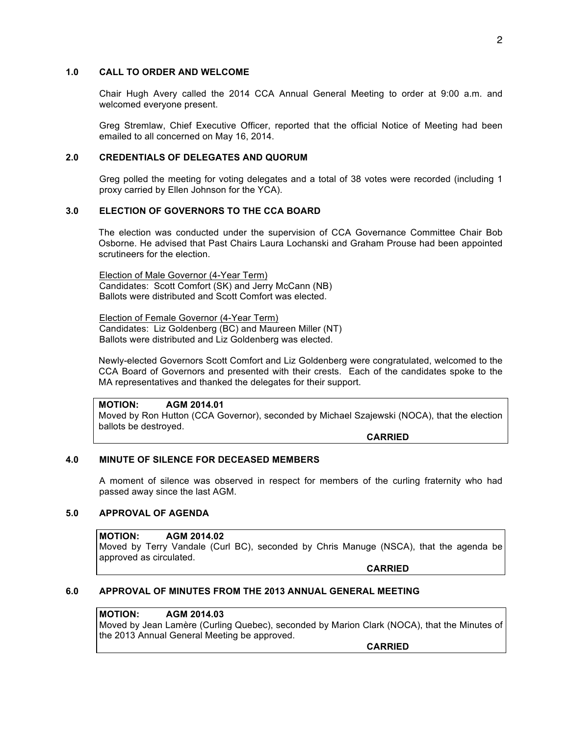## 1.0 CALL TO ORDER AND WELCOME

Chair Hugh Avery called the 2014 CCA Annual General Meeting to order at 9:00 a.m. and welcomed everyone present.

Greg Stremlaw, Chief Executive Officer, reported that the official Notice of Meeting had been emailed to all concerned on May 16, 2014.

## 2.0 CREDENTIALS OF DELEGATES AND QUORUM

Greg polled the meeting for voting delegates and a total of 38 votes were recorded (including 1 proxy carried by Ellen Johnson for the YCA).

## 3.0 ELECTION OF GOVERNORS TO THE CCA BOARD

The election was conducted under the supervision of CCA Governance Committee Chair Bob Osborne. He advised that Past Chairs Laura Lochanski and Graham Prouse had been appointed scrutineers for the election.

Election of Male Governor (4-Year Term)
Candidates: Scott Comfort (SK) and Jerry McCann (NB)
Ballots were distributed and Scott Comfort was elected.

Election of Female Governor (4-Year Term)
Candidates: Liz Goldenberg (BC) and Maureen Miller (NT)
Ballots were distributed and Liz Goldenberg was elected.

Newly-elected Governors Scott Comfort and Liz Goldenberg were congratulated, welcomed to the CCA Board of Governors and presented with their crests. Each of the candidates spoke to the MA representatives and thanked the delegates for their support.

**MOTION: AGM 2014.01**
Moved by Ron Hutton (CCA Governor), seconded by Michael Szajewski (NOCA), that the election ballots be destroyed.

**CARRIED**

## 4.0 MINUTE OF SILENCE FOR DECEASED MEMBERS

A moment of silence was observed in respect for members of the curling fraternity who had passed away since the last AGM.

## 5.0 APPROVAL OF AGENDA

**MOTION: AGM 2014.02**
Moved by Terry Vandale (Curl BC), seconded by Chris Manuge (NSCA), that the agenda be approved as circulated.

**CARRIED**

## 6.0 APPROVAL OF MINUTES FROM THE 2013 ANNUAL GENERAL MEETING

**MOTION: AGM 2014.03**
Moved by Jean Lamère (Curling Quebec), seconded by Marion Clark (NOCA), that the Minutes of the 2013 Annual General Meeting be approved.

**CARRIED**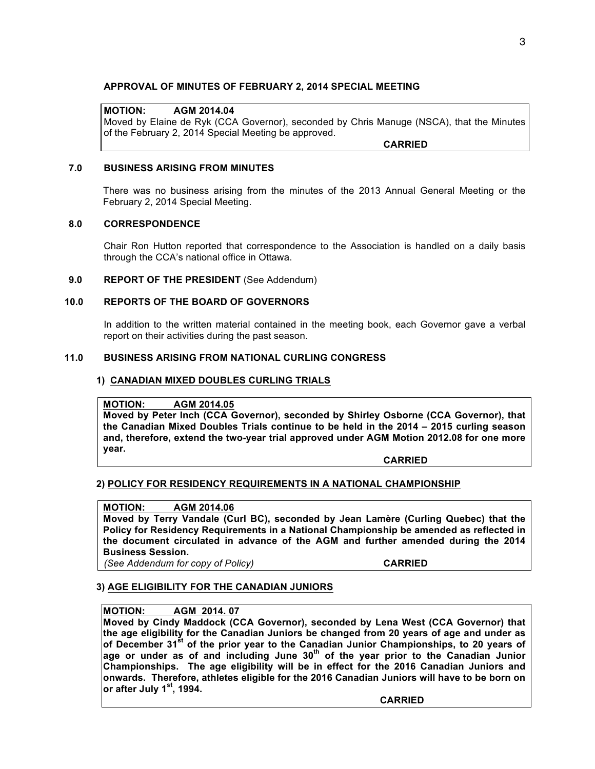**APPROVAL OF MINUTES OF FEBRUARY 2, 2014 SPECIAL MEETING**

**MOTION: AGM 2014.04**
Moved by Elaine de Ryk (CCA Governor), seconded by Chris Manuge (NSCA), that the Minutes of the February 2, 2014 Special Meeting be approved.

**CARRIED**

## 7.0 BUSINESS ARISING FROM MINUTES

There was no business arising from the minutes of the 2013 Annual General Meeting or the February 2, 2014 Special Meeting.

## 8.0 CORRESPONDENCE

Chair Ron Hutton reported that correspondence to the Association is handled on a daily basis through the CCA's national office in Ottawa.

## 9.0 REPORT OF THE PRESIDENT (See Addendum)

## 10.0 REPORTS OF THE BOARD OF GOVERNORS

In addition to the written material contained in the meeting book, each Governor gave a verbal report on their activities during the past season.

## 11.0 BUSINESS ARISING FROM NATIONAL CURLING CONGRESS

### 1) CANADIAN MIXED DOUBLES CURLING TRIALS

**MOTION: AGM 2014.05**
**Moved by Peter Inch (CCA Governor), seconded by Shirley Osborne (CCA Governor), that the Canadian Mixed Doubles Trials continue to be held in the 2014 – 2015 curling season and, therefore, extend the two-year trial approved under AGM Motion 2012.08 for one more year.**

**CARRIED**

### 2) POLICY FOR RESIDENCY REQUIREMENTS IN A NATIONAL CHAMPIONSHIP

**MOTION: AGM 2014.06**
**Moved by Terry Vandale (Curl BC), seconded by Jean Lamère (Curling Quebec) that the Policy for Residency Requirements in a National Championship be amended as reflected in the document circulated in advance of the AGM and further amended during the 2014 Business Session.**
*(See Addendum for copy of Policy)* **CARRIED**

### 3) AGE ELIGIBILITY FOR THE CANADIAN JUNIORS

**MOTION: AGM 2014. 07**
**Moved by Cindy Maddock (CCA Governor), seconded by Lena West (CCA Governor) that the age eligibility for the Canadian Juniors be changed from 20 years of age and under as of December 31st of the prior year to the Canadian Junior Championships, to 20 years of age or under as of and including June 30th of the year prior to the Canadian Junior Championships. The age eligibility will be in effect for the 2016 Canadian Juniors and onwards. Therefore, athletes eligible for the 2016 Canadian Juniors will have to be born on or after July 1st, 1994.**

**CARRIED**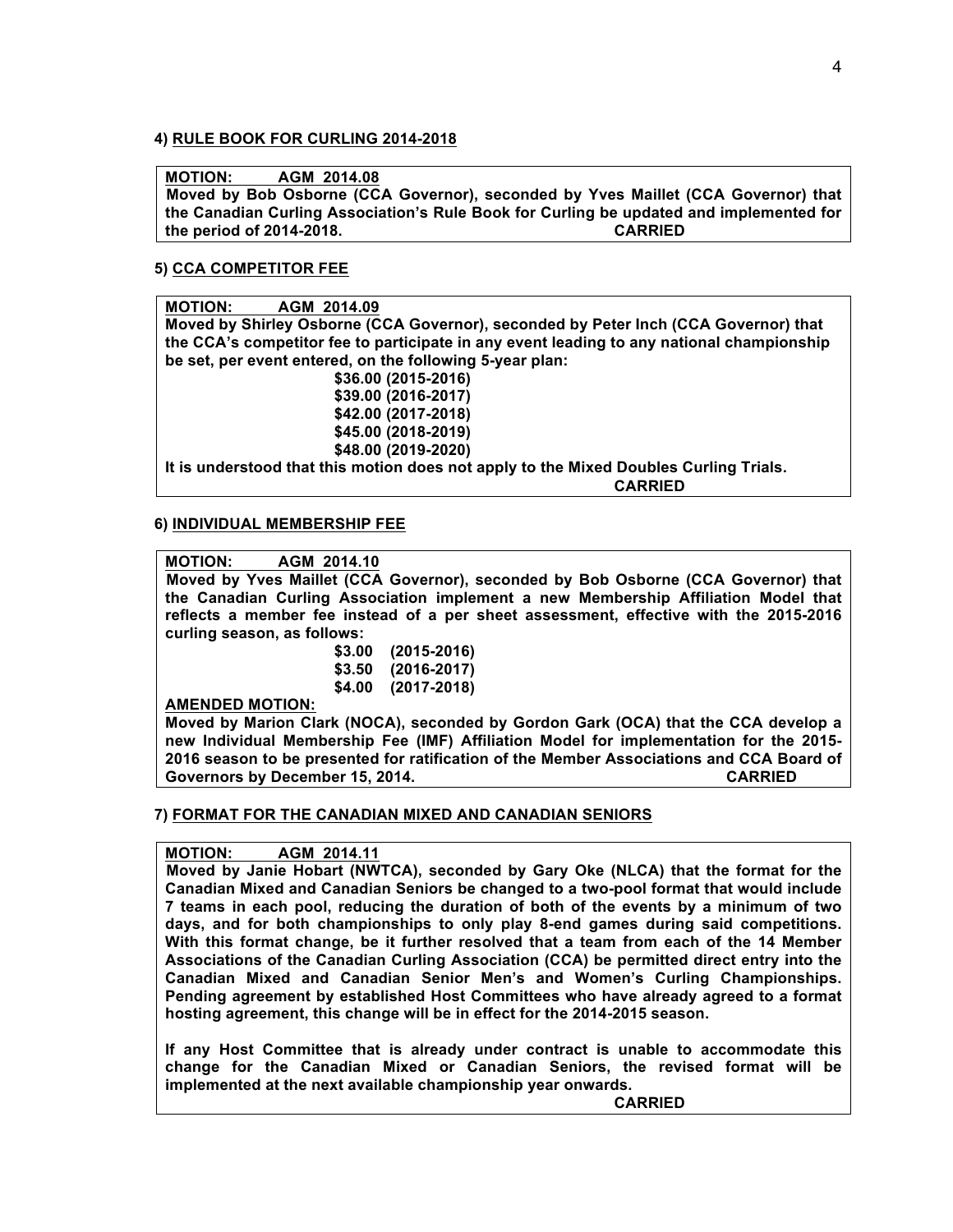#### 4) <u>RULE BOOK FOR CURLING 2014-2018</u>

**<u>MOTION:</u> <u>AGM 2014.08</u>**
**Moved by Bob Osborne (CCA Governor), seconded by Yves Maillet (CCA Governor) that the Canadian Curling Association's Rule Book for Curling be updated and implemented for the period of 2014-2018. CARRIED**

#### 5) <u>CCA COMPETITOR FEE</u>

**<u>MOTION:</u> <u>AGM 2014.09</u>**
**Moved by Shirley Osborne (CCA Governor), seconded by Peter Inch (CCA Governor) that the CCA's competitor fee to participate in any event leading to any national championship be set, per event entered, on the following 5-year plan:**

**$36.00 (2015-2016)**
**$39.00 (2016-2017)**
**$42.00 (2017-2018)**
**$45.00 (2018-2019)**
**$48.00 (2019-2020)**

**It is understood that this motion does not apply to the Mixed Doubles Curling Trials.**
**CARRIED**

#### 6) <u>INDIVIDUAL MEMBERSHIP FEE</u>

**<u>MOTION:</u> <u>AGM 2014.10</u>**
**Moved by Yves Maillet (CCA Governor), seconded by Bob Osborne (CCA Governor) that the Canadian Curling Association implement a new Membership Affiliation Model that reflects a member fee instead of a per sheet assessment, effective with the 2015-2016 curling season, as follows:**

**$3.00 (2015-2016)**
**$3.50 (2016-2017)**
**$4.00 (2017-2018)**

**<u>AMENDED MOTION:</u>**
**Moved by Marion Clark (NOCA), seconded by Gordon Gark (OCA) that the CCA develop a new Individual Membership Fee (IMF) Affiliation Model for implementation for the 2015-2016 season to be presented for ratification of the Member Associations and CCA Board of Governors by December 15, 2014. CARRIED**

#### 7) <u>FORMAT FOR THE CANADIAN MIXED AND CANADIAN SENIORS</u>

**<u>MOTION:</u> <u>AGM 2014.11</u>**
**Moved by Janie Hobart (NWTCA), seconded by Gary Oke (NLCA) that the format for the Canadian Mixed and Canadian Seniors be changed to a two-pool format that would include 7 teams in each pool, reducing the duration of both of the events by a minimum of two days, and for both championships to only play 8-end games during said competitions. With this format change, be it further resolved that a team from each of the 14 Member Associations of the Canadian Curling Association (CCA) be permitted direct entry into the Canadian Mixed and Canadian Senior Men's and Women's Curling Championships. Pending agreement by established Host Committees who have already agreed to a format hosting agreement, this change will be in effect for the 2014-2015 season.**

**If any Host Committee that is already under contract is unable to accommodate this change for the Canadian Mixed or Canadian Seniors, the revised format will be implemented at the next available championship year onwards.**
**CARRIED**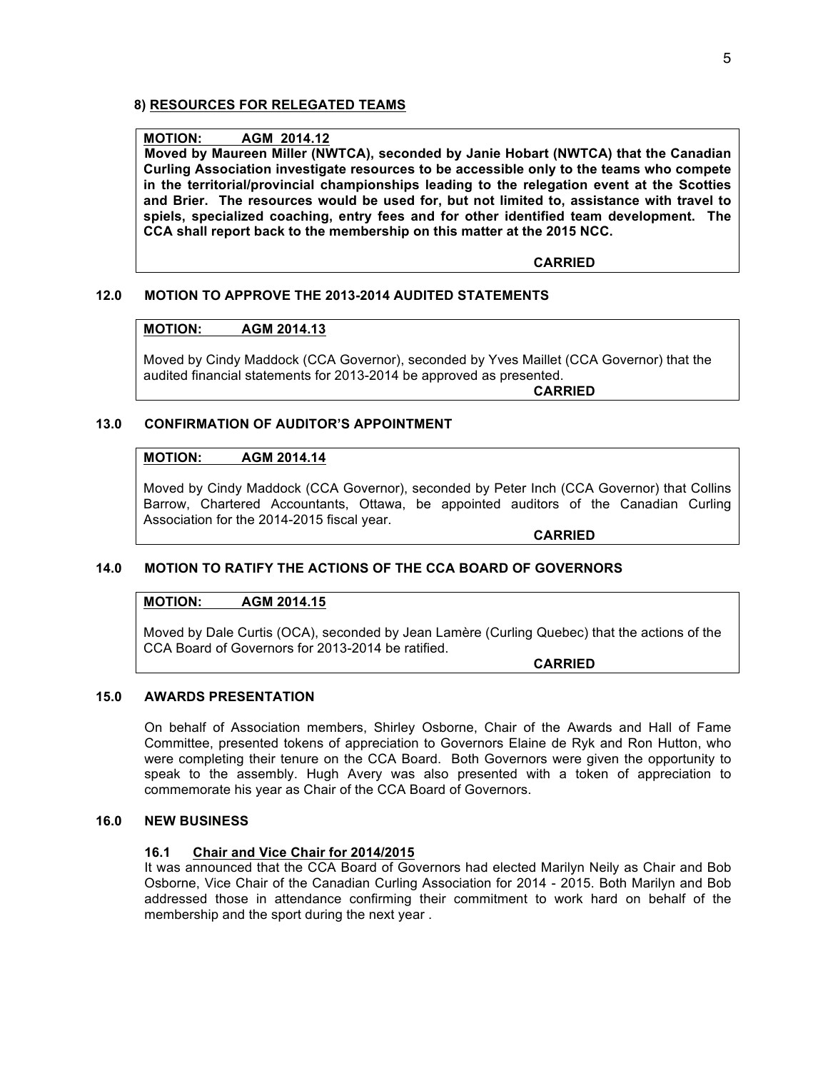#### 8) RESOURCES FOR RELEGATED TEAMS

**MOTION: AGM 2014.12**

**Moved by Maureen Miller (NWTCA), seconded by Janie Hobart (NWTCA) that the Canadian Curling Association investigate resources to be accessible only to the teams who compete in the territorial/provincial championships leading to the relegation event at the Scotties and Brier. The resources would be used for, but not limited to, assistance with travel to spiels, specialized coaching, entry fees and for other identified team development. The CCA shall report back to the membership on this matter at the 2015 NCC.**

**CARRIED**

## 12.0 MOTION TO APPROVE THE 2013-2014 AUDITED STATEMENTS

**MOTION: AGM 2014.13**

Moved by Cindy Maddock (CCA Governor), seconded by Yves Maillet (CCA Governor) that the audited financial statements for 2013-2014 be approved as presented.

**CARRIED**

## 13.0 CONFIRMATION OF AUDITOR'S APPOINTMENT

**MOTION: AGM 2014.14**

Moved by Cindy Maddock (CCA Governor), seconded by Peter Inch (CCA Governor) that Collins Barrow, Chartered Accountants, Ottawa, be appointed auditors of the Canadian Curling Association for the 2014-2015 fiscal year.

**CARRIED**

## 14.0 MOTION TO RATIFY THE ACTIONS OF THE CCA BOARD OF GOVERNORS

**MOTION: AGM 2014.15**

Moved by Dale Curtis (OCA), seconded by Jean Lamère (Curling Quebec) that the actions of the CCA Board of Governors for 2013-2014 be ratified.

**CARRIED**

## 15.0 AWARDS PRESENTATION

On behalf of Association members, Shirley Osborne, Chair of the Awards and Hall of Fame Committee, presented tokens of appreciation to Governors Elaine de Ryk and Ron Hutton, who were completing their tenure on the CCA Board. Both Governors were given the opportunity to speak to the assembly. Hugh Avery was also presented with a token of appreciation to commemorate his year as Chair of the CCA Board of Governors.

## 16.0 NEW BUSINESS

### 16.1 Chair and Vice Chair for 2014/2015

It was announced that the CCA Board of Governors had elected Marilyn Neily as Chair and Bob Osborne, Vice Chair of the Canadian Curling Association for 2014 - 2015. Both Marilyn and Bob addressed those in attendance confirming their commitment to work hard on behalf of the membership and the sport during the next year .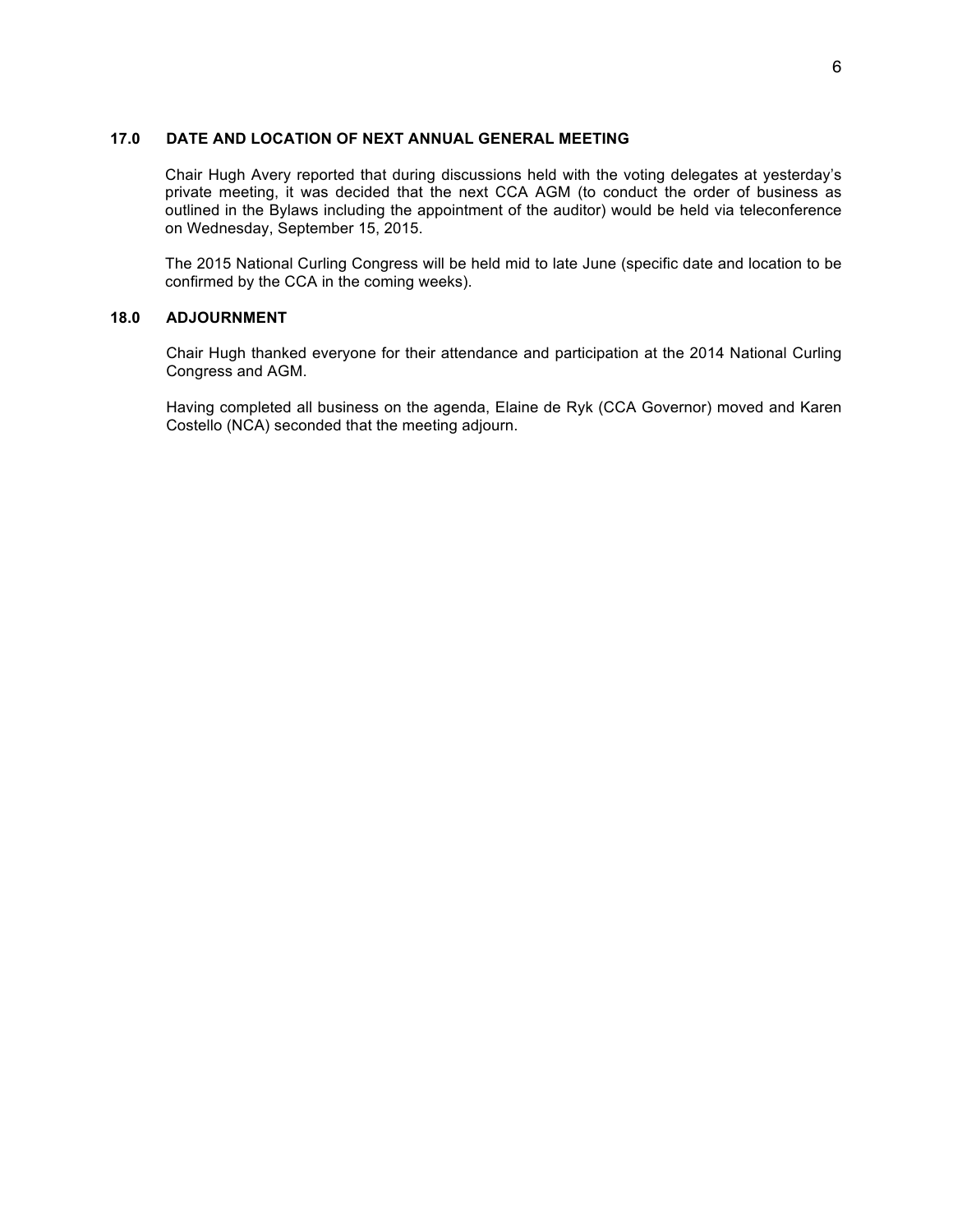## 17.0 DATE AND LOCATION OF NEXT ANNUAL GENERAL MEETING

Chair Hugh Avery reported that during discussions held with the voting delegates at yesterday's private meeting, it was decided that the next CCA AGM (to conduct the order of business as outlined in the Bylaws including the appointment of the auditor) would be held via teleconference on Wednesday, September 15, 2015.

The 2015 National Curling Congress will be held mid to late June (specific date and location to be confirmed by the CCA in the coming weeks).

## 18.0 ADJOURNMENT

Chair Hugh thanked everyone for their attendance and participation at the 2014 National Curling Congress and AGM.

Having completed all business on the agenda, Elaine de Ryk (CCA Governor) moved and Karen Costello (NCA) seconded that the meeting adjourn.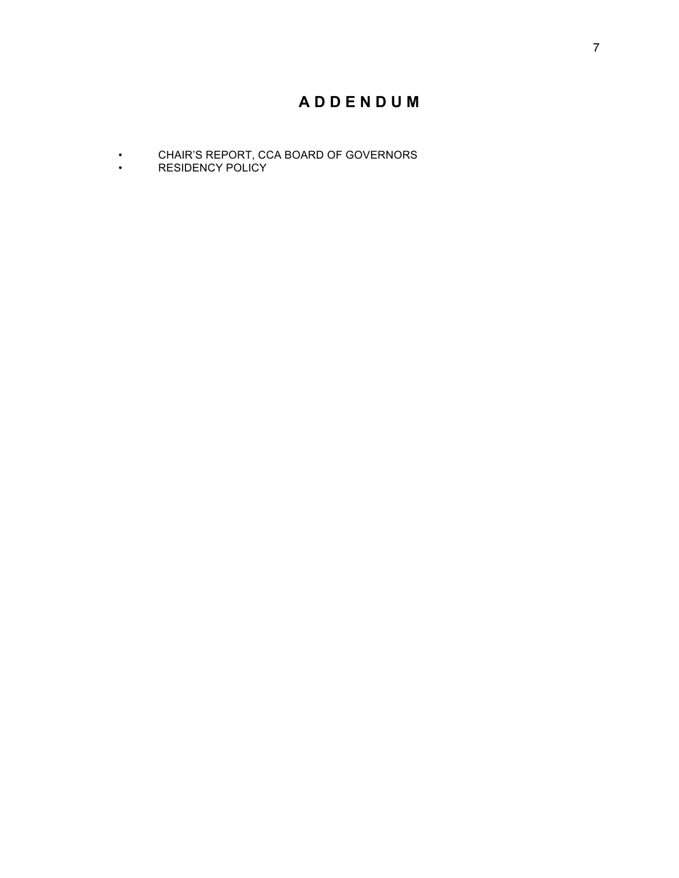# A D D E N D U M

- CHAIR'S REPORT, CCA BOARD OF GOVERNORS
- RESIDENCY POLICY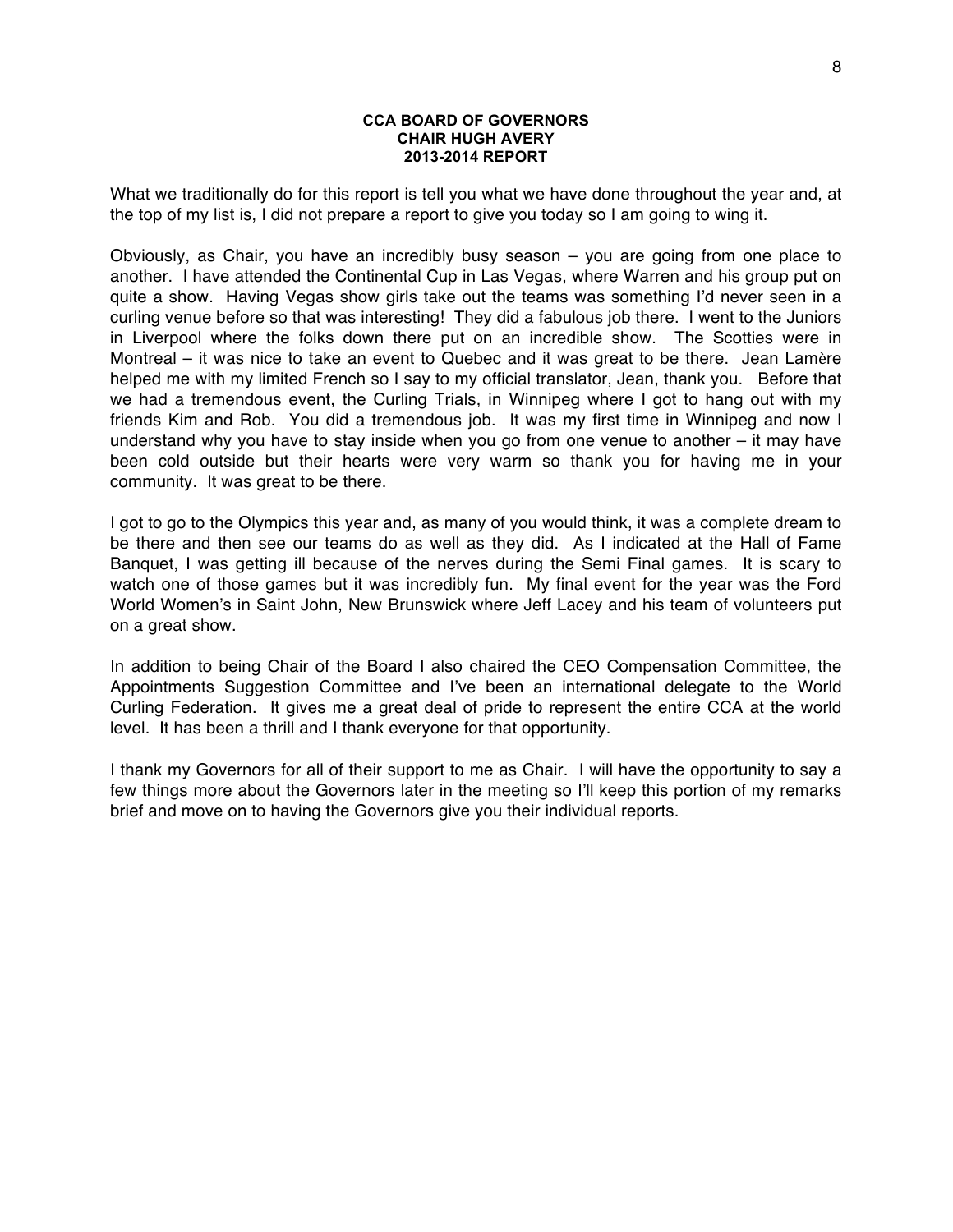**CCA BOARD OF GOVERNORS**
**CHAIR HUGH AVERY**
**2013-2014 REPORT**

What we traditionally do for this report is tell you what we have done throughout the year and, at the top of my list is, I did not prepare a report to give you today so I am going to wing it.

Obviously, as Chair, you have an incredibly busy season – you are going from one place to another. I have attended the Continental Cup in Las Vegas, where Warren and his group put on quite a show. Having Vegas show girls take out the teams was something I'd never seen in a curling venue before so that was interesting! They did a fabulous job there. I went to the Juniors in Liverpool where the folks down there put on an incredible show. The Scotties were in Montreal – it was nice to take an event to Quebec and it was great to be there. Jean Lamère helped me with my limited French so I say to my official translator, Jean, thank you. Before that we had a tremendous event, the Curling Trials, in Winnipeg where I got to hang out with my friends Kim and Rob. You did a tremendous job. It was my first time in Winnipeg and now I understand why you have to stay inside when you go from one venue to another – it may have been cold outside but their hearts were very warm so thank you for having me in your community. It was great to be there.

I got to go to the Olympics this year and, as many of you would think, it was a complete dream to be there and then see our teams do as well as they did. As I indicated at the Hall of Fame Banquet, I was getting ill because of the nerves during the Semi Final games. It is scary to watch one of those games but it was incredibly fun. My final event for the year was the Ford World Women's in Saint John, New Brunswick where Jeff Lacey and his team of volunteers put on a great show.

In addition to being Chair of the Board I also chaired the CEO Compensation Committee, the Appointments Suggestion Committee and I've been an international delegate to the World Curling Federation. It gives me a great deal of pride to represent the entire CCA at the world level. It has been a thrill and I thank everyone for that opportunity.

I thank my Governors for all of their support to me as Chair. I will have the opportunity to say a few things more about the Governors later in the meeting so I'll keep this portion of my remarks brief and move on to having the Governors give you their individual reports.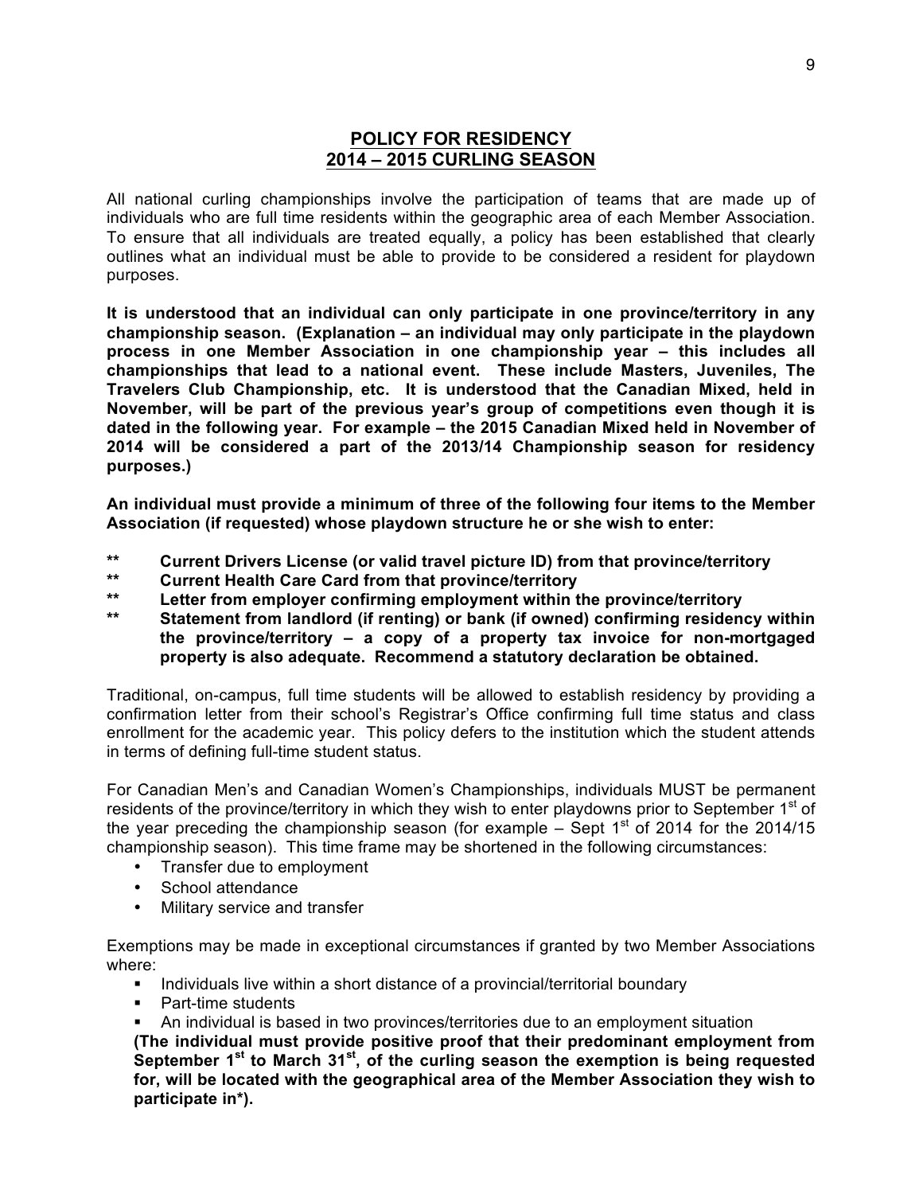## POLICY FOR RESIDENCY
## 2014 – 2015 CURLING SEASON

All national curling championships involve the participation of teams that are made up of individuals who are full time residents within the geographic area of each Member Association. To ensure that all individuals are treated equally, a policy has been established that clearly outlines what an individual must be able to provide to be considered a resident for playdown purposes.

**It is understood that an individual can only participate in one province/territory in any championship season. (Explanation – an individual may only participate in the playdown process in one Member Association in one championship year – this includes all championships that lead to a national event. These include Masters, Juveniles, The Travelers Club Championship, etc. It is understood that the Canadian Mixed, held in November, will be part of the previous year's group of competitions even though it is dated in the following year. For example – the 2015 Canadian Mixed held in November of 2014 will be considered a part of the 2013/14 Championship season for residency purposes.)**

**An individual must provide a minimum of three of the following four items to the Member Association (if requested) whose playdown structure he or she wish to enter:**

- ** **Current Drivers License (or valid travel picture ID) from that province/territory**
- ** **Current Health Care Card from that province/territory**
- ** **Letter from employer confirming employment within the province/territory**
- ** **Statement from landlord (if renting) or bank (if owned) confirming residency within the province/territory – a copy of a property tax invoice for non-mortgaged property is also adequate. Recommend a statutory declaration be obtained.**

Traditional, on-campus, full time students will be allowed to establish residency by providing a confirmation letter from their school's Registrar's Office confirming full time status and class enrollment for the academic year. This policy defers to the institution which the student attends in terms of defining full-time student status.

For Canadian Men's and Canadian Women's Championships, individuals MUST be permanent residents of the province/territory in which they wish to enter playdowns prior to September 1st of the year preceding the championship season (for example – Sept 1st of 2014 for the 2014/15 championship season). This time frame may be shortened in the following circumstances:

- Transfer due to employment
- School attendance
- Military service and transfer

Exemptions may be made in exceptional circumstances if granted by two Member Associations where:

- Individuals live within a short distance of a provincial/territorial boundary
- Part-time students
- An individual is based in two provinces/territories due to an employment situation

**(The individual must provide positive proof that their predominant employment from September 1st to March 31st, of the curling season the exemption is being requested for, will be located with the geographical area of the Member Association they wish to participate in*).**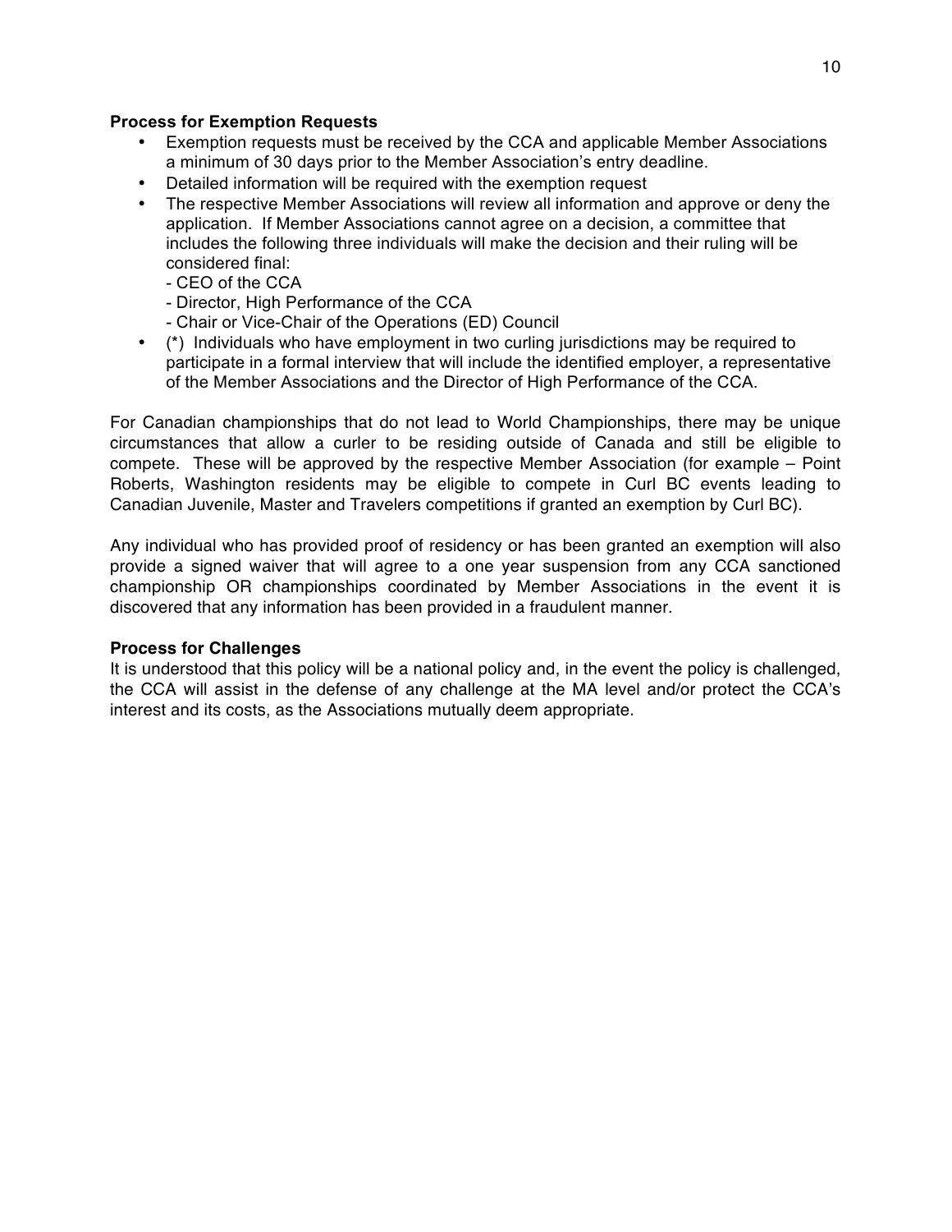**Process for Exemption Requests**

- Exemption requests must be received by the CCA and applicable Member Associations a minimum of 30 days prior to the Member Association's entry deadline.
- Detailed information will be required with the exemption request
- The respective Member Associations will review all information and approve or deny the application. If Member Associations cannot agree on a decision, a committee that includes the following three individuals will make the decision and their ruling will be considered final:
  - CEO of the CCA
  - Director, High Performance of the CCA
  - Chair or Vice-Chair of the Operations (ED) Council
- (*) Individuals who have employment in two curling jurisdictions may be required to participate in a formal interview that will include the identified employer, a representative of the Member Associations and the Director of High Performance of the CCA.

For Canadian championships that do not lead to World Championships, there may be unique circumstances that allow a curler to be residing outside of Canada and still be eligible to compete. These will be approved by the respective Member Association (for example – Point Roberts, Washington residents may be eligible to compete in Curl BC events leading to Canadian Juvenile, Master and Travelers competitions if granted an exemption by Curl BC).

Any individual who has provided proof of residency or has been granted an exemption will also provide a signed waiver that will agree to a one year suspension from any CCA sanctioned championship OR championships coordinated by Member Associations in the event it is discovered that any information has been provided in a fraudulent manner.

**Process for Challenges**

It is understood that this policy will be a national policy and, in the event the policy is challenged, the CCA will assist in the defense of any challenge at the MA level and/or protect the CCA's interest and its costs, as the Associations mutually deem appropriate.